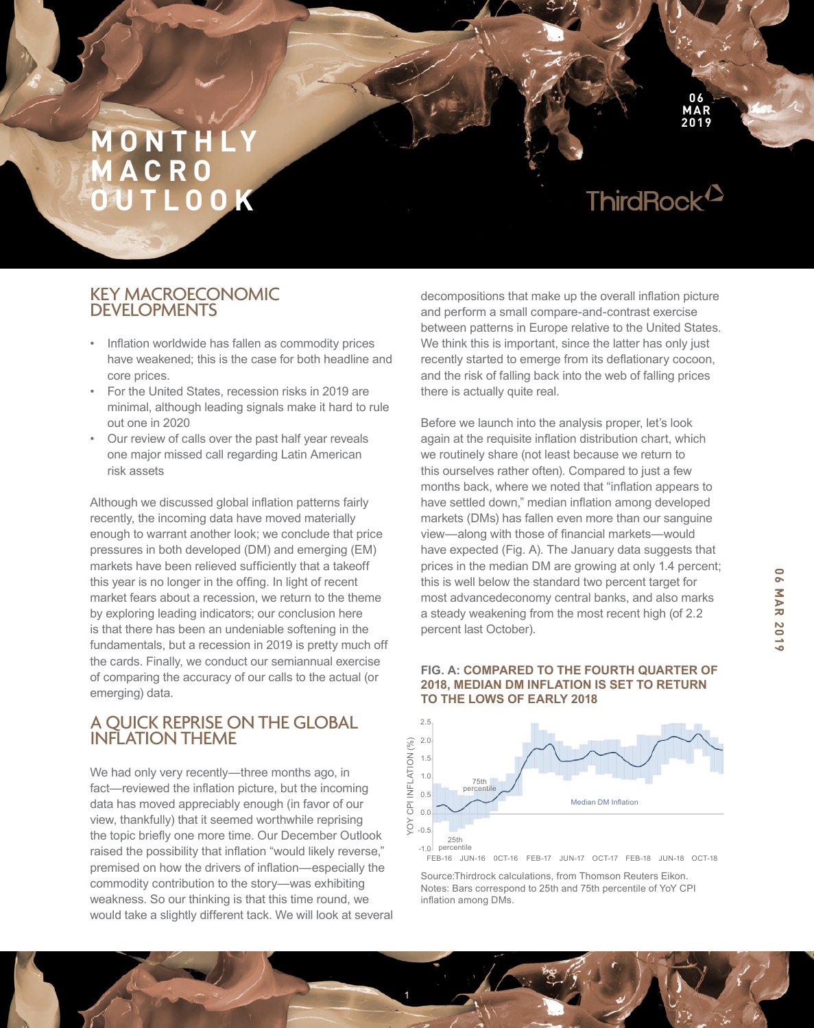# MONTHLY MACRO OUTLOOK

06 MAR 2019

ThirdRock

## KEY MACROECONOMIC DEVELOPMENTS

- Inflation worldwide has fallen as commodity prices have weakened; this is the case for both headline and core prices.
- For the United States, recession risks in 2019 are minimal, although leading signals make it hard to rule out one in 2020
- Our review of calls over the past half year reveals one major missed call regarding Latin American risk assets

Although we discussed global inflation patterns fairly recently, the incoming data have moved materially enough to warrant another look; we conclude that price pressures in both developed (DM) and emerging (EM) markets have been relieved sufficiently that a takeoff this year is no longer in the offing. In light of recent market fears about a recession, we return to the theme by exploring leading indicators; our conclusion here is that there has been an undeniable softening in the fundamentals, but a recession in 2019 is pretty much off the cards. Finally, we conduct our semiannual exercise of comparing the accuracy of our calls to the actual (or emerging) data.

## A QUICK REPRISE ON THE GLOBAL INFLATION THEME

We had only very recently—three months ago, in fact—reviewed the inflation picture, but the incoming data has moved appreciably enough (in favor of our view, thankfully) that it seemed worthwhile reprising the topic briefly one more time. Our December Outlook raised the possibility that inflation "would likely reverse," premised on how the drivers of inflation—especially the commodity contribution to the story—was exhibiting weakness. So our thinking is that this time round, we would take a slightly different tack. We will look at several decompositions that make up the overall inflation picture and perform a small compare-and-contrast exercise between patterns in Europe relative to the United States. We think this is important, since the latter has only just recently started to emerge from its deflationary cocoon, and the risk of falling back into the web of falling prices there is actually quite real.

Before we launch into the analysis proper, let's look again at the requisite inflation distribution chart, which we routinely share (not least because we return to this ourselves rather often). Compared to just a few months back, where we noted that "inflation appears to have settled down," median inflation among developed markets (DMs) has fallen even more than our sanguine view—along with those of financial markets—would have expected (Fig. A). The January data suggests that prices in the median DM are growing at only 1.4 percent; this is well below the standard two percent target for most advancedeconomy central banks, and also marks a steady weakening from the most recent high (of 2.2 percent last October).

**FIG. A: COMPARED TO THE FOURTH QUARTER OF 2018, MEDIAN DM INFLATION IS SET TO RETURN TO THE LOWS OF EARLY 2018**

Source:Thirdrock calculations, from Thomson Reuters Eikon.
Notes: Bars correspond to 25th and 75th percentile of YoY CPI inflation among DMs.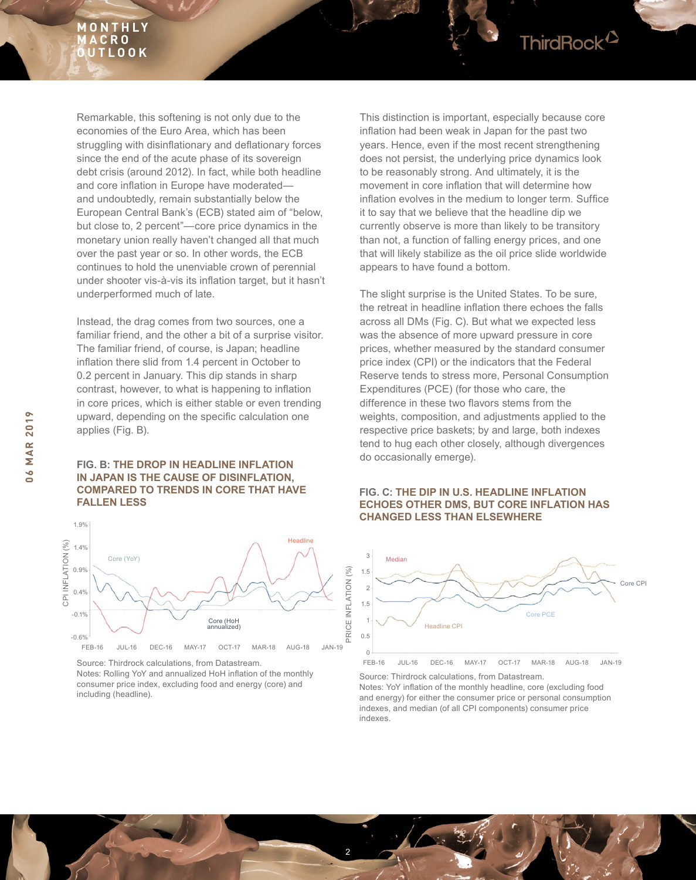Remarkable, this softening is not only due to the economies of the Euro Area, which has been struggling with disinflationary and deflationary forces since the end of the acute phase of its sovereign debt crisis (around 2012). In fact, while both headline and core inflation in Europe have moderated—and undoubtedly, remain substantially below the European Central Bank's (ECB) stated aim of "below, but close to, 2 percent"—core price dynamics in the monetary union really haven't changed all that much over the past year or so. In other words, the ECB continues to hold the unenviable crown of perennial under shooter vis-à-vis its inflation target, but it hasn't underperformed much of late.

Instead, the drag comes from two sources, one a familiar friend, and the other a bit of a surprise visitor. The familiar friend, of course, is Japan; headline inflation there slid from 1.4 percent in October to 0.2 percent in January. This dip stands in sharp contrast, however, to what is happening to inflation in core prices, which is either stable or even trending upward, depending on the specific calculation one applies (Fig. B).

**FIG. B: THE DROP IN HEADLINE INFLATION IN JAPAN IS THE CAUSE OF DISINFLATION, COMPARED TO TRENDS IN CORE THAT HAVE FALLEN LESS**

Source: Thirdrock calculations, from Datastream.
Notes: Rolling YoY and annualized HoH inflation of the monthly consumer price index, excluding food and energy (core) and including (headline).

This distinction is important, especially because core inflation had been weak in Japan for the past two years. Hence, even if the most recent strengthening does not persist, the underlying price dynamics look to be reasonably strong. And ultimately, it is the movement in core inflation that will determine how inflation evolves in the medium to longer term. Suffice it to say that we believe that the headline dip we currently observe is more than likely to be transitory than not, a function of falling energy prices, and one that will likely stabilize as the oil price slide worldwide appears to have found a bottom.

The slight surprise is the United States. To be sure, the retreat in headline inflation there echoes the falls across all DMs (Fig. C). But what we expected less was the absence of more upward pressure in core prices, whether measured by the standard consumer price index (CPI) or the indicators that the Federal Reserve tends to stress more, Personal Consumption Expenditures (PCE) (for those who care, the difference in these two flavors stems from the weights, composition, and adjustments applied to the respective price baskets; by and large, both indexes tend to hug each other closely, although divergences do occasionally emerge).

**FIG. C: THE DIP IN U.S. HEADLINE INFLATION ECHOES OTHER DMS, BUT CORE INFLATION HAS CHANGED LESS THAN ELSEWHERE**

Source: Thirdrock calculations, from Datastream.
Notes: YoY inflation of the monthly headline, core (excluding food and energy) for either the consumer price or personal consumption indexes, and median (of all CPI components) consumer price indexes.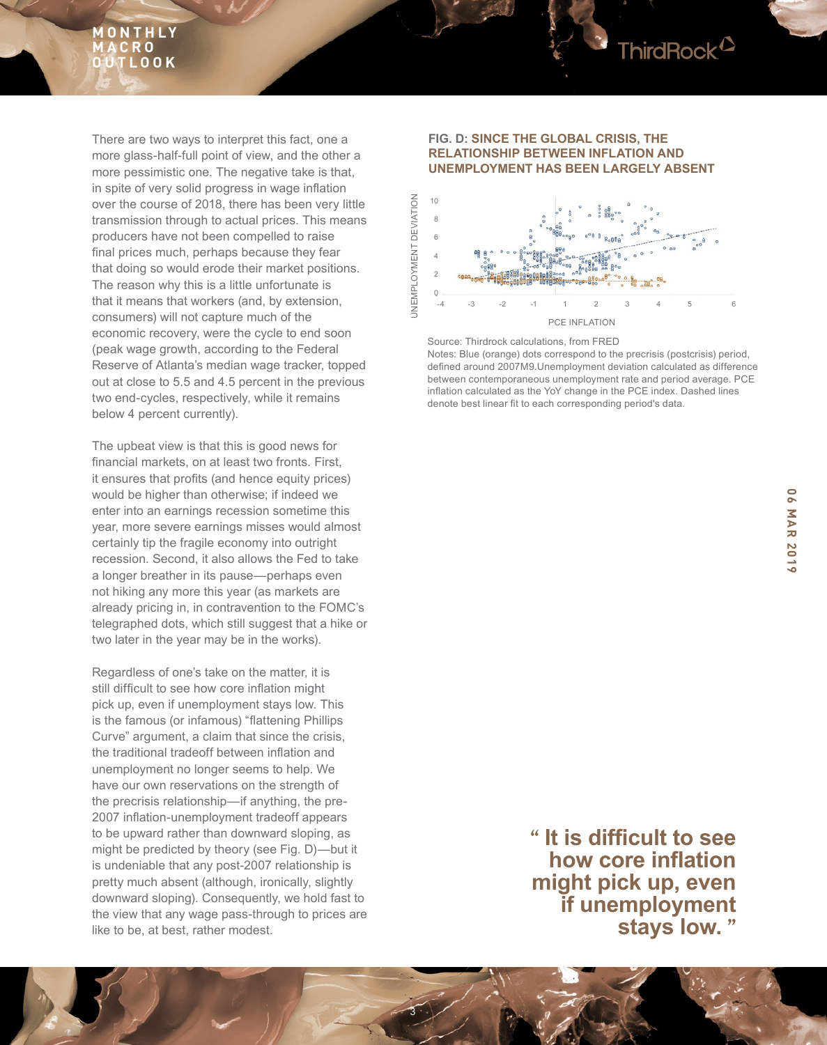There are two ways to interpret this fact, one a more glass-half-full point of view, and the other a more pessimistic one. The negative take is that, in spite of very solid progress in wage inflation over the course of 2018, there has been very little transmission through to actual prices. This means producers have not been compelled to raise final prices much, perhaps because they fear that doing so would erode their market positions. The reason why this is a little unfortunate is that it means that workers (and, by extension, consumers) will not capture much of the economic recovery, were the cycle to end soon (peak wage growth, according to the Federal Reserve of Atlanta's median wage tracker, topped out at close to 5.5 and 4.5 percent in the previous two end-cycles, respectively, while it remains below 4 percent currently).

The upbeat view is that this is good news for financial markets, on at least two fronts. First, it ensures that profits (and hence equity prices) would be higher than otherwise; if indeed we enter into an earnings recession sometime this year, more severe earnings misses would almost certainly tip the fragile economy into outright recession. Second, it also allows the Fed to take a longer breather in its pause—perhaps even not hiking any more this year (as markets are already pricing in, in contravention to the FOMC's telegraphed dots, which still suggest that a hike or two later in the year may be in the works).

Regardless of one's take on the matter, it is still difficult to see how core inflation might pick up, even if unemployment stays low. This is the famous (or infamous) "flattening Phillips Curve" argument, a claim that since the crisis, the traditional tradeoff between inflation and unemployment no longer seems to help. We have our own reservations on the strength of the precrisis relationship—if anything, the pre-2007 inflation-unemployment tradeoff appears to be upward rather than downward sloping, as might be predicted by theory (see Fig. D)—but it is undeniable that any post-2007 relationship is pretty much absent (although, ironically, slightly downward sloping). Consequently, we hold fast to the view that any wage pass-through to prices are like to be, at best, rather modest.

**FIG. D: SINCE THE GLOBAL CRISIS, THE RELATIONSHIP BETWEEN INFLATION AND UNEMPLOYMENT HAS BEEN LARGELY ABSENT**

Source: Thirdrock calculations, from FRED

Notes: Blue (orange) dots correspond to the precrisis (postcrisis) period, defined around 2007M9.Unemployment deviation calculated as difference between contemporaneous unemployment rate and period average. PCE inflation calculated as the YoY change in the PCE index. Dashed lines denote best linear fit to each corresponding period's data.

> **" It is difficult to see how core inflation might pick up, even if unemployment stays low. "**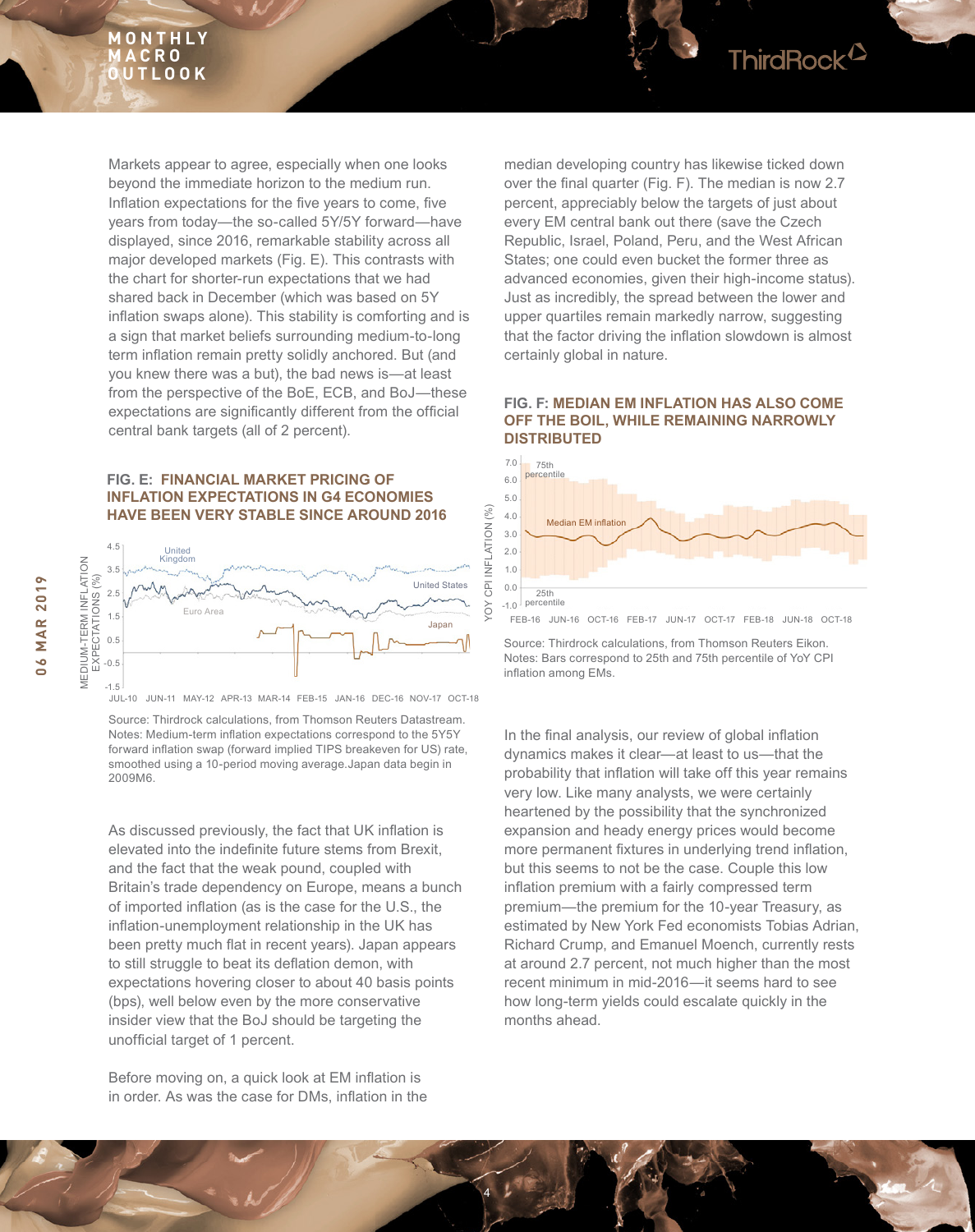Markets appear to agree, especially when one looks beyond the immediate horizon to the medium run. Inflation expectations for the five years to come, five years from today—the so-called 5Y/5Y forward—have displayed, since 2016, remarkable stability across all major developed markets (Fig. E). This contrasts with the chart for shorter-run expectations that we had shared back in December (which was based on 5Y inflation swaps alone). This stability is comforting and is a sign that market beliefs surrounding medium-to-long term inflation remain pretty solidly anchored. But (and you knew there was a but), the bad news is—at least from the perspective of the BoE, ECB, and BoJ—these expectations are significantly different from the official central bank targets (all of 2 percent).

### FIG. E: FINANCIAL MARKET PRICING OF INFLATION EXPECTATIONS IN G4 ECONOMIES HAVE BEEN VERY STABLE SINCE AROUND 2016

Source: Thirdrock calculations, from Thomson Reuters Datastream. Notes: Medium-term inflation expectations correspond to the 5Y5Y forward inflation swap (forward implied TIPS breakeven for US) rate, smoothed using a 10-period moving average.Japan data begin in 2009M6.

As discussed previously, the fact that UK inflation is elevated into the indefinite future stems from Brexit, and the fact that the weak pound, coupled with Britain's trade dependency on Europe, means a bunch of imported inflation (as is the case for the U.S., the inflation-unemployment relationship in the UK has been pretty much flat in recent years). Japan appears to still struggle to beat its deflation demon, with expectations hovering closer to about 40 basis points (bps), well below even by the more conservative insider view that the BoJ should be targeting the unofficial target of 1 percent.

Before moving on, a quick look at EM inflation is in order. As was the case for DMs, inflation in the median developing country has likewise ticked down over the final quarter (Fig. F). The median is now 2.7 percent, appreciably below the targets of just about every EM central bank out there (save the Czech Republic, Israel, Poland, Peru, and the West African States; one could even bucket the former three as advanced economies, given their high-income status). Just as incredibly, the spread between the lower and upper quartiles remain markedly narrow, suggesting that the factor driving the inflation slowdown is almost certainly global in nature.

### FIG. F: MEDIAN EM INFLATION HAS ALSO COME OFF THE BOIL, WHILE REMAINING NARROWLY DISTRIBUTED

Source: Thirdrock calculations, from Thomson Reuters Eikon. Notes: Bars correspond to 25th and 75th percentile of YoY CPI inflation among EMs.

In the final analysis, our review of global inflation dynamics makes it clear—at least to us—that the probability that inflation will take off this year remains very low. Like many analysts, we were certainly heartened by the possibility that the synchronized expansion and heady energy prices would become more permanent fixtures in underlying trend inflation, but this seems to not be the case. Couple this low inflation premium with a fairly compressed term premium—the premium for the 10-year Treasury, as estimated by New York Fed economists Tobias Adrian, Richard Crump, and Emanuel Moench, currently rests at around 2.7 percent, not much higher than the most recent minimum in mid-2016—it seems hard to see how long-term yields could escalate quickly in the months ahead.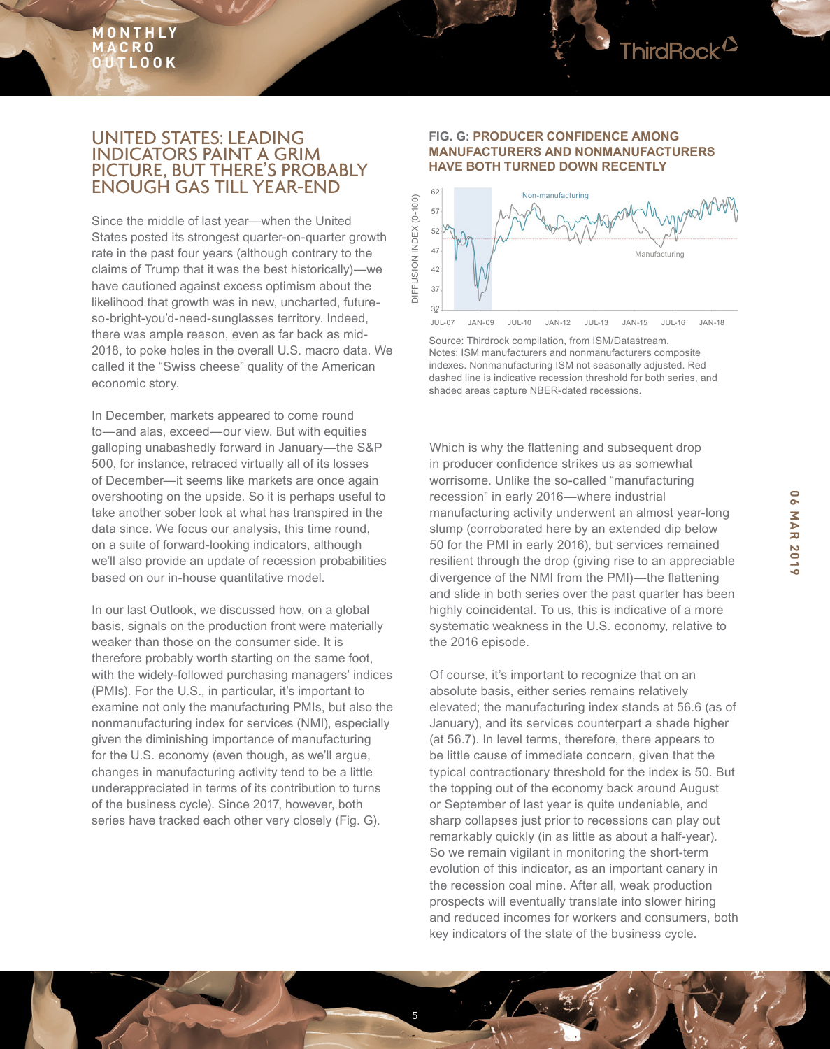# UNITED STATES: LEADING INDICATORS PAINT A GRIM PICTURE, BUT THERE'S PROBABLY ENOUGH GAS TILL YEAR-END

Since the middle of last year—when the United States posted its strongest quarter-on-quarter growth rate in the past four years (although contrary to the claims of Trump that it was the best historically)—we have cautioned against excess optimism about the likelihood that growth was in new, uncharted, future-so-bright-you'd-need-sunglasses territory. Indeed, there was ample reason, even as far back as mid-2018, to poke holes in the overall U.S. macro data. We called it the "Swiss cheese" quality of the American economic story.

In December, markets appeared to come round to—and alas, exceed—our view. But with equities galloping unabashedly forward in January—the S&P 500, for instance, retraced virtually all of its losses of December—it seems like markets are once again overshooting on the upside. So it is perhaps useful to take another sober look at what has transpired in the data since. We focus our analysis, this time round, on a suite of forward-looking indicators, although we'll also provide an update of recession probabilities based on our in-house quantitative model.

In our last Outlook, we discussed how, on a global basis, signals on the production front were materially weaker than those on the consumer side. It is therefore probably worth starting on the same foot, with the widely-followed purchasing managers' indices (PMIs). For the U.S., in particular, it's important to examine not only the manufacturing PMIs, but also the nonmanufacturing index for services (NMI), especially given the diminishing importance of manufacturing for the U.S. economy (even though, as we'll argue, changes in manufacturing activity tend to be a little underappreciated in terms of its contribution to turns of the business cycle). Since 2017, however, both series have tracked each other very closely (Fig. G).

**FIG. G: PRODUCER CONFIDENCE AMONG MANUFACTURERS AND NONMANUFACTURERS HAVE BOTH TURNED DOWN RECENTLY**

Source: Thirdrock compilation, from ISM/Datastream.
Notes: ISM manufacturers and nonmanufacturers composite indexes. Nonmanufacturing ISM not seasonally adjusted. Red dashed line is indicative recession threshold for both series, and shaded areas capture NBER-dated recessions.

Which is why the flattening and subsequent drop in producer confidence strikes us as somewhat worrisome. Unlike the so-called "manufacturing recession" in early 2016—where industrial manufacturing activity underwent an almost year-long slump (corroborated here by an extended dip below 50 for the PMI in early 2016), but services remained resilient through the drop (giving rise to an appreciable divergence of the NMI from the PMI)—the flattening and slide in both series over the past quarter has been highly coincidental. To us, this is indicative of a more systematic weakness in the U.S. economy, relative to the 2016 episode.

Of course, it's important to recognize that on an absolute basis, either series remains relatively elevated; the manufacturing index stands at 56.6 (as of January), and its services counterpart a shade higher (at 56.7). In level terms, therefore, there appears to be little cause of immediate concern, given that the typical contractionary threshold for the index is 50. But the topping out of the economy back around August or September of last year is quite undeniable, and sharp collapses just prior to recessions can play out remarkably quickly (in as little as about a half-year). So we remain vigilant in monitoring the short-term evolution of this indicator, as an important canary in the recession coal mine. After all, weak production prospects will eventually translate into slower hiring and reduced incomes for workers and consumers, both key indicators of the state of the business cycle.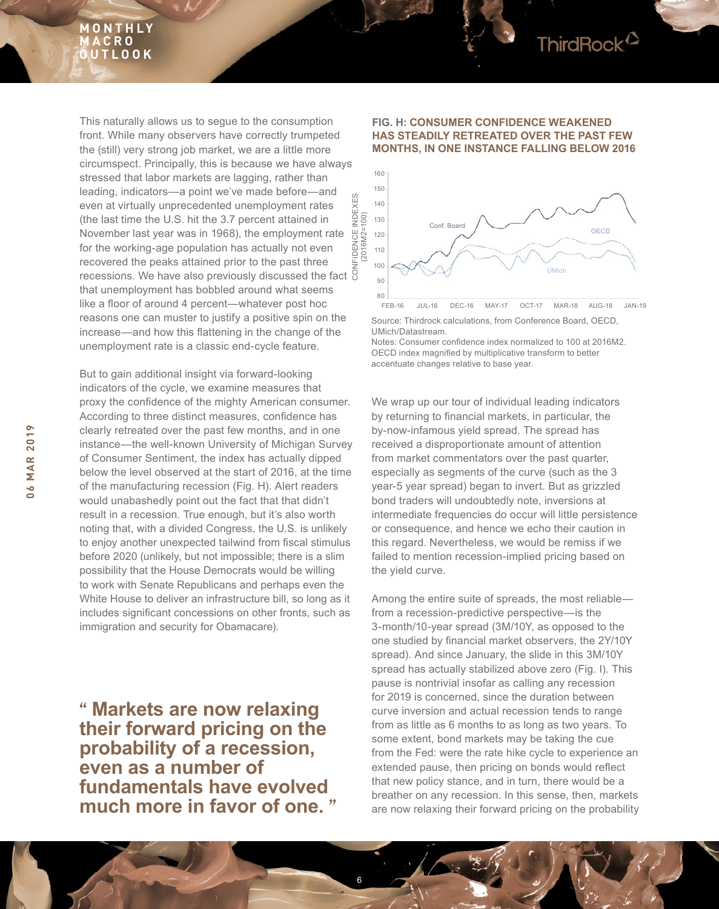This naturally allows us to segue to the consumption front. While many observers have correctly trumpeted the (still) very strong job market, we are a little more circumspect. Principally, this is because we have always stressed that labor markets are lagging, rather than leading, indicators—a point we've made before—and even at virtually unprecedented unemployment rates (the last time the U.S. hit the 3.7 percent attained in November last year was in 1968), the employment rate for the working-age population has actually not even recovered the peaks attained prior to the past three recessions. We have also previously discussed the fact that unemployment has bobbled around what seems like a floor of around 4 percent—whatever post hoc reasons one can muster to justify a positive spin on the increase—and how this flattening in the change of the unemployment rate is a classic end-cycle feature.

But to gain additional insight via forward-looking indicators of the cycle, we examine measures that proxy the confidence of the mighty American consumer. According to three distinct measures, confidence has clearly retreated over the past few months, and in one instance—the well-known University of Michigan Survey of Consumer Sentiment, the index has actually dipped below the level observed at the start of 2016, at the time of the manufacturing recession (Fig. H). Alert readers would unabashedly point out the fact that that didn't result in a recession. True enough, but it's also worth noting that, with a divided Congress, the U.S. is unlikely to enjoy another unexpected tailwind from fiscal stimulus before 2020 (unlikely, but not impossible; there is a slim possibility that the House Democrats would be willing to work with Senate Republicans and perhaps even the White House to deliver an infrastructure bill, so long as it includes significant concessions on other fronts, such as immigration and security for Obamacare).

**" Markets are now relaxing their forward pricing on the probability of a recession, even as a number of fundamentals have evolved much more in favor of one. "**

**FIG. H: CONSUMER CONFIDENCE WEAKENED HAS STEADILY RETREATED OVER THE PAST FEW MONTHS, IN ONE INSTANCE FALLING BELOW 2016**

Source: Thirdrock calculations, from Conference Board, OECD, UMich/Datastream.
Notes: Consumer confidence index normalized to 100 at 2016M2. OECD index magnified by multiplicative transform to better accentuate changes relative to base year.

We wrap up our tour of individual leading indicators by returning to financial markets, in particular, the by-now-infamous yield spread. The spread has received a disproportionate amount of attention from market commentators over the past quarter, especially as segments of the curve (such as the 3 year-5 year spread) began to invert. But as grizzled bond traders will undoubtedly note, inversions at intermediate frequencies do occur will little persistence or consequence, and hence we echo their caution in this regard. Nevertheless, we would be remiss if we failed to mention recession-implied pricing based on the yield curve.

Among the entire suite of spreads, the most reliable—from a recession-predictive perspective—is the 3-month/10-year spread (3M/10Y, as opposed to the one studied by financial market observers, the 2Y/10Y spread). And since January, the slide in this 3M/10Y spread has actually stabilized above zero (Fig. I). This pause is nontrivial insofar as calling any recession for 2019 is concerned, since the duration between curve inversion and actual recession tends to range from as little as 6 months to as long as two years. To some extent, bond markets may be taking the cue from the Fed: were the rate hike cycle to experience an extended pause, then pricing on bonds would reflect that new policy stance, and in turn, there would be a breather on any recession. In this sense, then, markets are now relaxing their forward pricing on the probability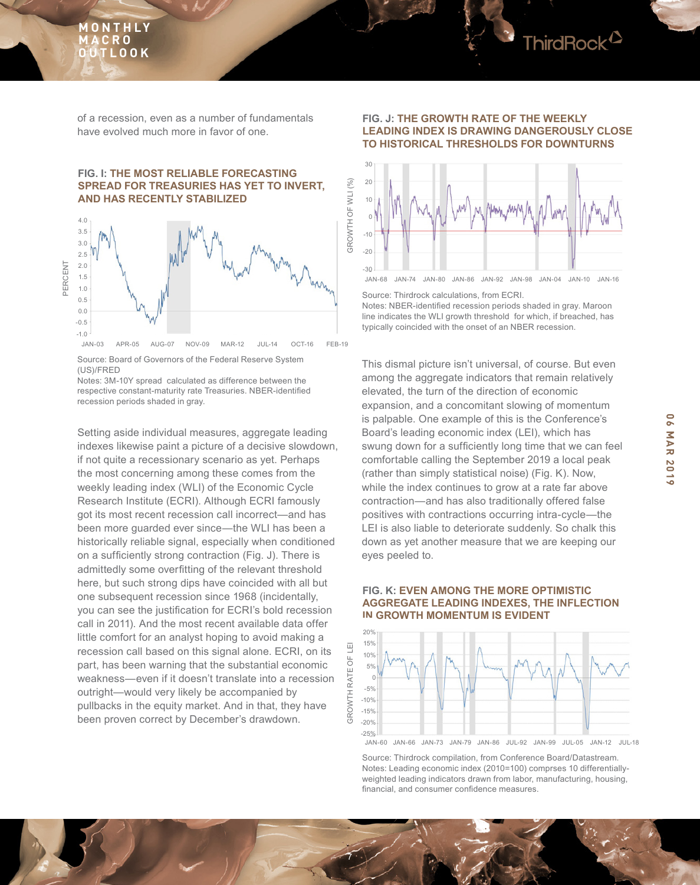of a recession, even as a number of fundamentals have evolved much more in favor of one.

**FIG. I: THE MOST RELIABLE FORECASTING SPREAD FOR TREASURIES HAS YET TO INVERT, AND HAS RECENTLY STABILIZED**

Source: Board of Governors of the Federal Reserve System (US)/FRED
Notes: 3M-10Y spread calculated as difference between the respective constant-maturity rate Treasuries. NBER-identified recession periods shaded in gray.

Setting aside individual measures, aggregate leading indexes likewise paint a picture of a decisive slowdown, if not quite a recessionary scenario as yet. Perhaps the most concerning among these comes from the weekly leading index (WLI) of the Economic Cycle Research Institute (ECRI). Although ECRI famously got its most recent recession call incorrect—and has been more guarded ever since—the WLI has been a historically reliable signal, especially when conditioned on a sufficiently strong contraction (Fig. J). There is admittedly some overfitting of the relevant threshold here, but such strong dips have coincided with all but one subsequent recession since 1968 (incidentally, you can see the justification for ECRI's bold recession call in 2011). And the most recent available data offer little comfort for an analyst hoping to avoid making a recession call based on this signal alone. ECRI, on its part, has been warning that the substantial economic weakness—even if it doesn't translate into a recession outright—would very likely be accompanied by pullbacks in the equity market. And in that, they have been proven correct by December's drawdown.

**FIG. J: THE GROWTH RATE OF THE WEEKLY LEADING INDEX IS DRAWING DANGEROUSLY CLOSE TO HISTORICAL THRESHOLDS FOR DOWNTURNS**

Source: Thirdrock calculations, from ECRI.
Notes: NBER-identified recession periods shaded in gray. Maroon line indicates the WLI growth threshold for which, if breached, has typically coincided with the onset of an NBER recession.

This dismal picture isn't universal, of course. But even among the aggregate indicators that remain relatively elevated, the turn of the direction of economic expansion, and a concomitant slowing of momentum is palpable. One example of this is the Conference's Board's leading economic index (LEI), which has swung down for a sufficiently long time that we can feel comfortable calling the September 2019 a local peak (rather than simply statistical noise) (Fig. K). Now, while the index continues to grow at a rate far above contraction—and has also traditionally offered false positives with contractions occurring intra-cycle—the LEI is also liable to deteriorate suddenly. So chalk this down as yet another measure that we are keeping our eyes peeled to.

**FIG. K: EVEN AMONG THE MORE OPTIMISTIC AGGREGATE LEADING INDEXES, THE INFLECTION IN GROWTH MOMENTUM IS EVIDENT**

Source: Thirdrock compilation, from Conference Board/Datastream.
Notes: Leading economic index (2010=100) comprses 10 differentially-weighted leading indicators drawn from labor, manufacturing, housing, financial, and consumer confidence measures.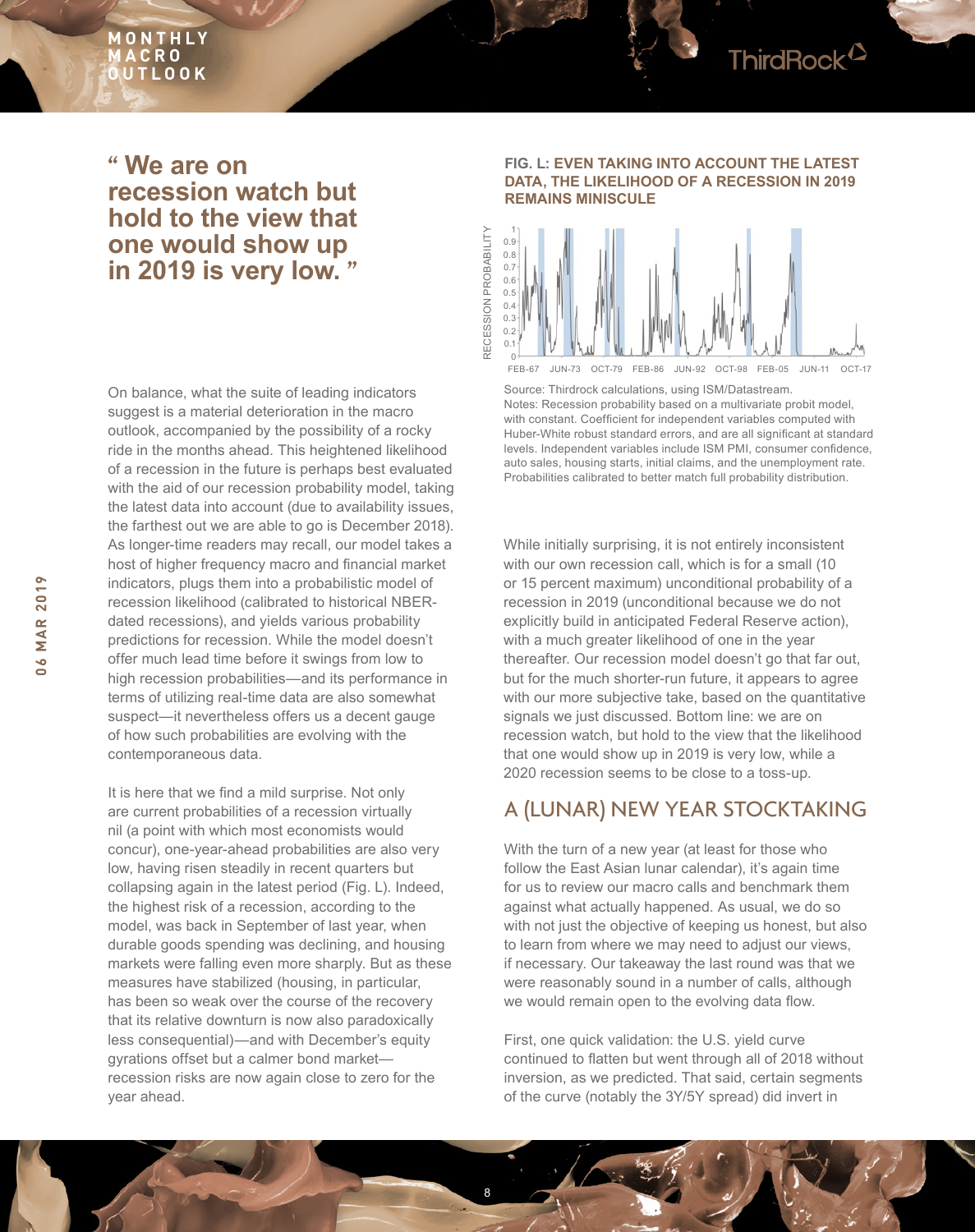> **" We are on recession watch but hold to the view that one would show up in 2019 is very low. "**

On balance, what the suite of leading indicators suggest is a material deterioration in the macro outlook, accompanied by the possibility of a rocky ride in the months ahead. This heightened likelihood of a recession in the future is perhaps best evaluated with the aid of our recession probability model, taking the latest data into account (due to availability issues, the farthest out we are able to go is December 2018). As longer-time readers may recall, our model takes a host of higher frequency macro and financial market indicators, plugs them into a probabilistic model of recession likelihood (calibrated to historical NBER-dated recessions), and yields various probability predictions for recession. While the model doesn't offer much lead time before it swings from low to high recession probabilities—and its performance in terms of utilizing real-time data are also somewhat suspect—it nevertheless offers us a decent gauge of how such probabilities are evolving with the contemporaneous data.

It is here that we find a mild surprise. Not only are current probabilities of a recession virtually nil (a point with which most economists would concur), one-year-ahead probabilities are also very low, having risen steadily in recent quarters but collapsing again in the latest period (Fig. L). Indeed, the highest risk of a recession, according to the model, was back in September of last year, when durable goods spending was declining, and housing markets were falling even more sharply. But as these measures have stabilized (housing, in particular, has been so weak over the course of the recovery that its relative downturn is now also paradoxically less consequential)—and with December's equity gyrations offset but a calmer bond market—recession risks are now again close to zero for the year ahead.

**FIG. L: EVEN TAKING INTO ACCOUNT THE LATEST DATA, THE LIKELIHOOD OF A RECESSION IN 2019 REMAINS MINISCULE**

Source: Thirdrock calculations, using ISM/Datastream.
Notes: Recession probability based on a multivariate probit model, with constant. Coefficient for independent variables computed with Huber-White robust standard errors, and are all significant at standard levels. Independent variables include ISM PMI, consumer confidence, auto sales, housing starts, initial claims, and the unemployment rate. Probabilities calibrated to better match full probability distribution.

While initially surprising, it is not entirely inconsistent with our own recession call, which is for a small (10 or 15 percent maximum) unconditional probability of a recession in 2019 (unconditional because we do not explicitly build in anticipated Federal Reserve action), with a much greater likelihood of one in the year thereafter. Our recession model doesn't go that far out, but for the much shorter-run future, it appears to agree with our more subjective take, based on the quantitative signals we just discussed. Bottom line: we are on recession watch, but hold to the view that the likelihood that one would show up in 2019 is very low, while a 2020 recession seems to be close to a toss-up.

## A (LUNAR) NEW YEAR STOCKTAKING

With the turn of a new year (at least for those who follow the East Asian lunar calendar), it's again time for us to review our macro calls and benchmark them against what actually happened. As usual, we do so with not just the objective of keeping us honest, but also to learn from where we may need to adjust our views, if necessary. Our takeaway the last round was that we were reasonably sound in a number of calls, although we would remain open to the evolving data flow.

First, one quick validation: the U.S. yield curve continued to flatten but went through all of 2018 without inversion, as we predicted. That said, certain segments of the curve (notably the 3Y/5Y spread) did invert in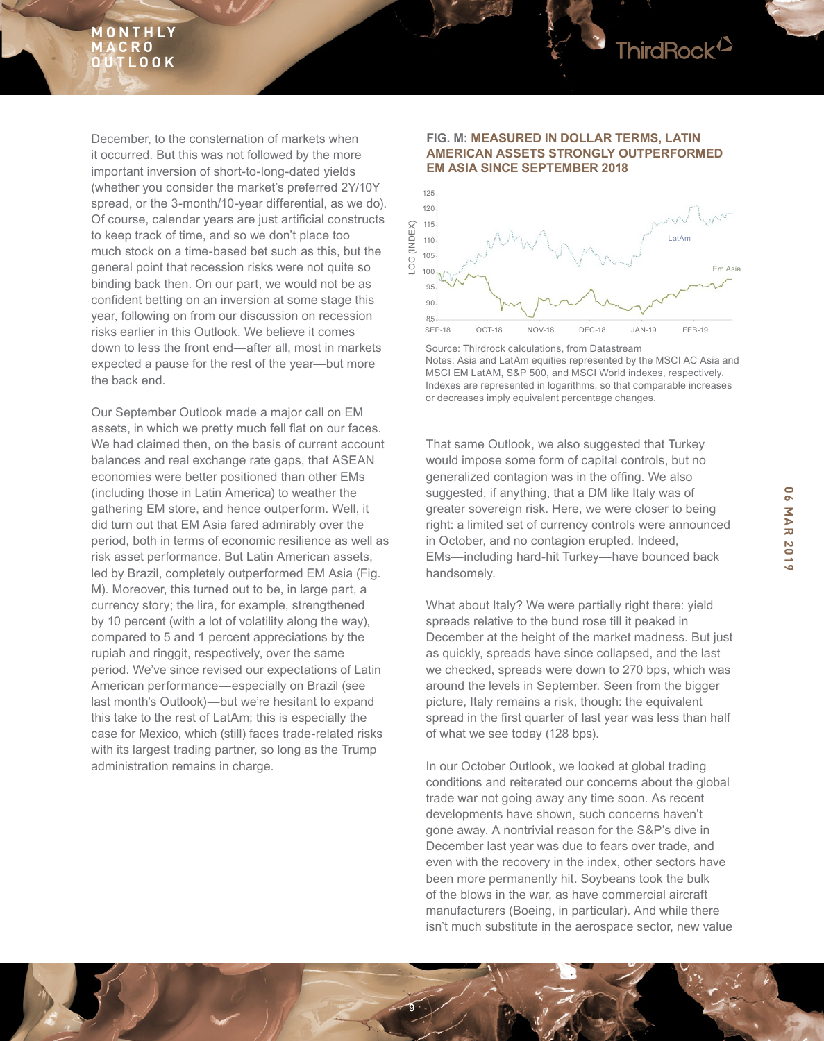December, to the consternation of markets when it occurred. But this was not followed by the more important inversion of short-to-long-dated yields (whether you consider the market's preferred 2Y/10Y spread, or the 3-month/10-year differential, as we do). Of course, calendar years are just artificial constructs to keep track of time, and so we don't place too much stock on a time-based bet such as this, but the general point that recession risks were not quite so binding back then. On our part, we would not be as confident betting on an inversion at some stage this year, following on from our discussion on recession risks earlier in this Outlook. We believe it comes down to less the front end—after all, most in markets expected a pause for the rest of the year—but more the back end.

Our September Outlook made a major call on EM assets, in which we pretty much fell flat on our faces. We had claimed then, on the basis of current account balances and real exchange rate gaps, that ASEAN economies were better positioned than other EMs (including those in Latin America) to weather the gathering EM store, and hence outperform. Well, it did turn out that EM Asia fared admirably over the period, both in terms of economic resilience as well as risk asset performance. But Latin American assets, led by Brazil, completely outperformed EM Asia (Fig. M). Moreover, this turned out to be, in large part, a currency story; the lira, for example, strengthened by 10 percent (with a lot of volatility along the way), compared to 5 and 1 percent appreciations by the rupiah and ringgit, respectively, over the same period. We've since revised our expectations of Latin American performance—especially on Brazil (see last month's Outlook)—but we're hesitant to expand this take to the rest of LatAm; this is especially the case for Mexico, which (still) faces trade-related risks with its largest trading partner, so long as the Trump administration remains in charge.

**FIG. M: MEASURED IN DOLLAR TERMS, LATIN AMERICAN ASSETS STRONGLY OUTPERFORMED EM ASIA SINCE SEPTEMBER 2018**

Source: Thirdrock calculations, from Datastream
Notes: Asia and LatAm equities represented by the MSCI AC Asia and MSCI EM LatAM, S&P 500, and MSCI World indexes, respectively. Indexes are represented in logarithms, so that comparable increases or decreases imply equivalent percentage changes.

That same Outlook, we also suggested that Turkey would impose some form of capital controls, but no generalized contagion was in the offing. We also suggested, if anything, that a DM like Italy was of greater sovereign risk. Here, we were closer to being right: a limited set of currency controls were announced in October, and no contagion erupted. Indeed, EMs—including hard-hit Turkey—have bounced back handsomely.

What about Italy? We were partially right there: yield spreads relative to the bund rose till it peaked in December at the height of the market madness. But just as quickly, spreads have since collapsed, and the last we checked, spreads were down to 270 bps, which was around the levels in September. Seen from the bigger picture, Italy remains a risk, though: the equivalent spread in the first quarter of last year was less than half of what we see today (128 bps).

In our October Outlook, we looked at global trading conditions and reiterated our concerns about the global trade war not going away any time soon. As recent developments have shown, such concerns haven't gone away. A nontrivial reason for the S&P's dive in December last year was due to fears over trade, and even with the recovery in the index, other sectors have been more permanently hit. Soybeans took the bulk of the blows in the war, as have commercial aircraft manufacturers (Boeing, in particular). And while there isn't much substitute in the aerospace sector, new value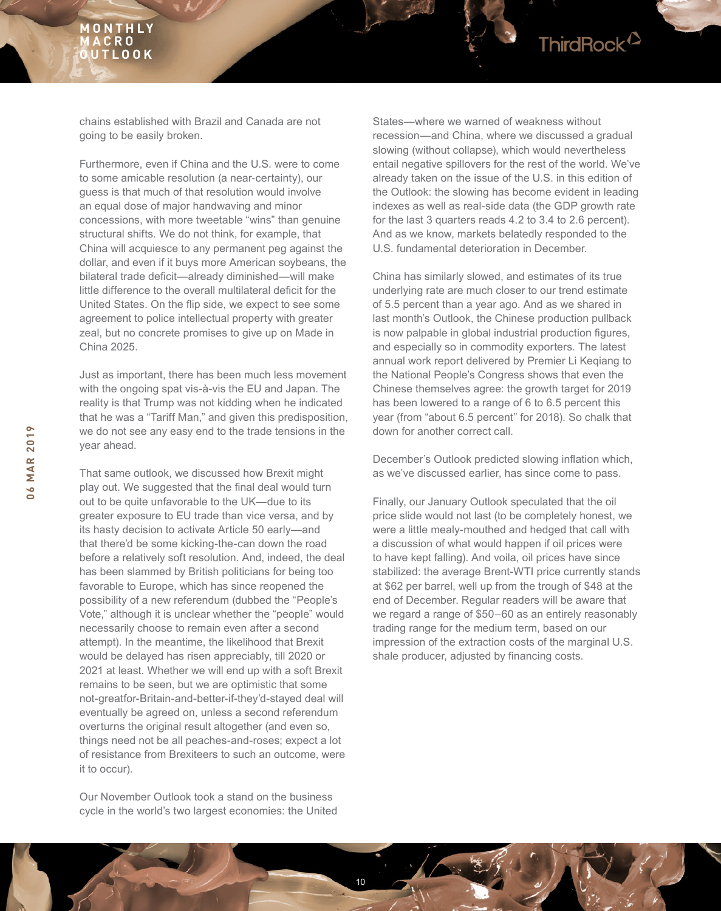chains established with Brazil and Canada are not going to be easily broken.

Furthermore, even if China and the U.S. were to come to some amicable resolution (a near-certainty), our guess is that much of that resolution would involve an equal dose of major handwaving and minor concessions, with more tweetable "wins" than genuine structural shifts. We do not think, for example, that China will acquiesce to any permanent peg against the dollar, and even if it buys more American soybeans, the bilateral trade deficit—already diminished—will make little difference to the overall multilateral deficit for the United States. On the flip side, we expect to see some agreement to police intellectual property with greater zeal, but no concrete promises to give up on Made in China 2025.

Just as important, there has been much less movement with the ongoing spat vis-à-vis the EU and Japan. The reality is that Trump was not kidding when he indicated that he was a "Tariff Man," and given this predisposition, we do not see any easy end to the trade tensions in the year ahead.

That same outlook, we discussed how Brexit might play out. We suggested that the final deal would turn out to be quite unfavorable to the UK—due to its greater exposure to EU trade than vice versa, and by its hasty decision to activate Article 50 early—and that there'd be some kicking-the-can down the road before a relatively soft resolution. And, indeed, the deal has been slammed by British politicians for being too favorable to Europe, which has since reopened the possibility of a new referendum (dubbed the "People's Vote," although it is unclear whether the "people" would necessarily choose to remain even after a second attempt). In the meantime, the likelihood that Brexit would be delayed has risen appreciably, till 2020 or 2021 at least. Whether we will end up with a soft Brexit remains to be seen, but we are optimistic that some not-greatfor-Britain-and-better-if-they'd-stayed deal will eventually be agreed on, unless a second referendum overturns the original result altogether (and even so, things need not be all peaches-and-roses; expect a lot of resistance from Brexiteers to such an outcome, were it to occur).

Our November Outlook took a stand on the business cycle in the world's two largest economies: the United States—where we warned of weakness without recession—and China, where we discussed a gradual slowing (without collapse), which would nevertheless entail negative spillovers for the rest of the world. We've already taken on the issue of the U.S. in this edition of the Outlook: the slowing has become evident in leading indexes as well as real-side data (the GDP growth rate for the last 3 quarters reads 4.2 to 3.4 to 2.6 percent). And as we know, markets belatedly responded to the U.S. fundamental deterioration in December.

China has similarly slowed, and estimates of its true underlying rate are much closer to our trend estimate of 5.5 percent than a year ago. And as we shared in last month's Outlook, the Chinese production pullback is now palpable in global industrial production figures, and especially so in commodity exporters. The latest annual work report delivered by Premier Li Keqiang to the National People's Congress shows that even the Chinese themselves agree: the growth target for 2019 has been lowered to a range of 6 to 6.5 percent this year (from "about 6.5 percent" for 2018). So chalk that down for another correct call.

December's Outlook predicted slowing inflation which, as we've discussed earlier, has since come to pass.

Finally, our January Outlook speculated that the oil price slide would not last (to be completely honest, we were a little mealy-mouthed and hedged that call with a discussion of what would happen if oil prices were to have kept falling). And voila, oil prices have since stabilized: the average Brent-WTI price currently stands at $62 per barrel, well up from the trough of $48 at the end of December. Regular readers will be aware that we regard a range of $50–60 as an entirely reasonably trading range for the medium term, based on our impression of the extraction costs of the marginal U.S. shale producer, adjusted by financing costs.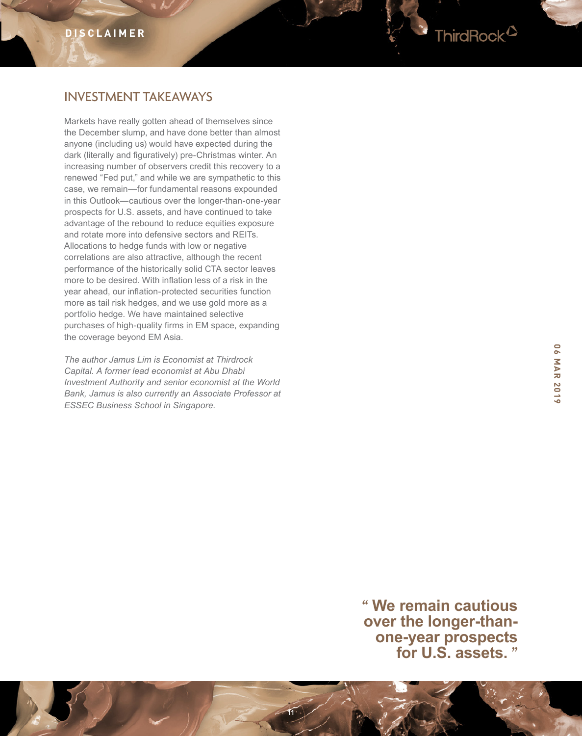## INVESTMENT TAKEAWAYS

Markets have really gotten ahead of themselves since the December slump, and have done better than almost anyone (including us) would have expected during the dark (literally and figuratively) pre-Christmas winter. An increasing number of observers credit this recovery to a renewed "Fed put," and while we are sympathetic to this case, we remain—for fundamental reasons expounded in this Outlook—cautious over the longer-than-one-year prospects for U.S. assets, and have continued to take advantage of the rebound to reduce equities exposure and rotate more into defensive sectors and REITs. Allocations to hedge funds with low or negative correlations are also attractive, although the recent performance of the historically solid CTA sector leaves more to be desired. With inflation less of a risk in the year ahead, our inflation-protected securities function more as tail risk hedges, and we use gold more as a portfolio hedge. We have maintained selective purchases of high-quality firms in EM space, expanding the coverage beyond EM Asia.

*The author Jamus Lim is Economist at Thirdrock Capital. A former lead economist at Abu Dhabi Investment Authority and senior economist at the World Bank, Jamus is also currently an Associate Professor at ESSEC Business School in Singapore.*

**" We remain cautious over the longer-than-one-year prospects for U.S. assets. "**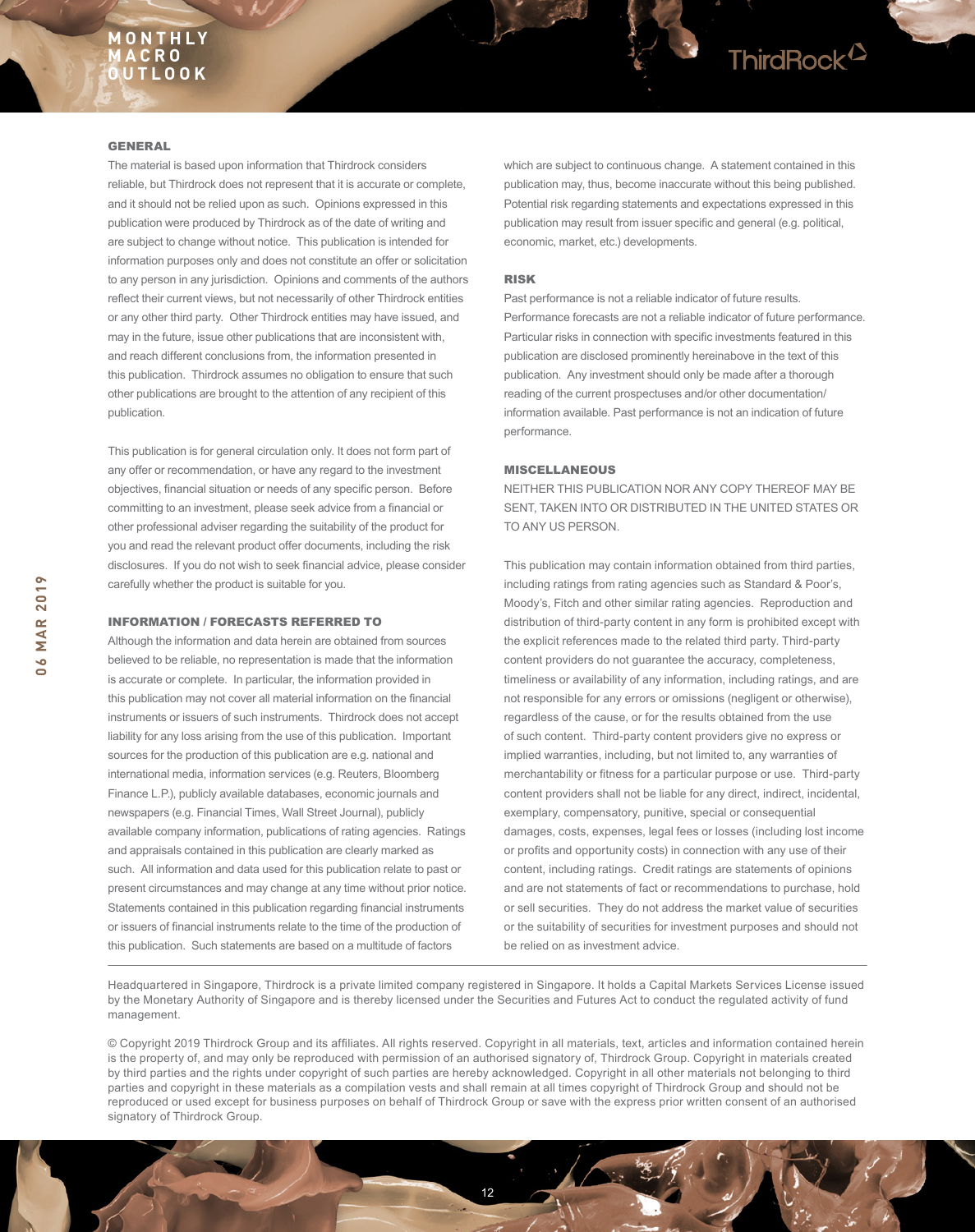## GENERAL

The material is based upon information that Thirdrock considers reliable, but Thirdrock does not represent that it is accurate or complete, and it should not be relied upon as such. Opinions expressed in this publication were produced by Thirdrock as of the date of writing and are subject to change without notice. This publication is intended for information purposes only and does not constitute an offer or solicitation to any person in any jurisdiction. Opinions and comments of the authors reflect their current views, but not necessarily of other Thirdrock entities or any other third party. Other Thirdrock entities may have issued, and may in the future, issue other publications that are inconsistent with, and reach different conclusions from, the information presented in this publication. Thirdrock assumes no obligation to ensure that such other publications are brought to the attention of any recipient of this publication.

This publication is for general circulation only. It does not form part of any offer or recommendation, or have any regard to the investment objectives, financial situation or needs of any specific person. Before committing to an investment, please seek advice from a financial or other professional adviser regarding the suitability of the product for you and read the relevant product offer documents, including the risk disclosures. If you do not wish to seek financial advice, please consider carefully whether the product is suitable for you.

## INFORMATION / FORECASTS REFERRED TO

Although the information and data herein are obtained from sources believed to be reliable, no representation is made that the information is accurate or complete. In particular, the information provided in this publication may not cover all material information on the financial instruments or issuers of such instruments. Thirdrock does not accept liability for any loss arising from the use of this publication. Important sources for the production of this publication are e.g. national and international media, information services (e.g. Reuters, Bloomberg Finance L.P.), publicly available databases, economic journals and newspapers (e.g. Financial Times, Wall Street Journal), publicly available company information, publications of rating agencies. Ratings and appraisals contained in this publication are clearly marked as such. All information and data used for this publication relate to past or present circumstances and may change at any time without prior notice. Statements contained in this publication regarding financial instruments or issuers of financial instruments relate to the time of the production of this publication. Such statements are based on a multitude of factors which are subject to continuous change. A statement contained in this publication may, thus, become inaccurate without this being published. Potential risk regarding statements and expectations expressed in this publication may result from issuer specific and general (e.g. political, economic, market, etc.) developments.

## RISK

Past performance is not a reliable indicator of future results. Performance forecasts are not a reliable indicator of future performance. Particular risks in connection with specific investments featured in this publication are disclosed prominently hereinabove in the text of this publication. Any investment should only be made after a thorough reading of the current prospectuses and/or other documentation/ information available. Past performance is not an indication of future performance.

## MISCELLANEOUS

NEITHER THIS PUBLICATION NOR ANY COPY THEREOF MAY BE SENT, TAKEN INTO OR DISTRIBUTED IN THE UNITED STATES OR TO ANY US PERSON.

This publication may contain information obtained from third parties, including ratings from rating agencies such as Standard & Poor's, Moody's, Fitch and other similar rating agencies. Reproduction and distribution of third-party content in any form is prohibited except with the explicit references made to the related third party. Third-party content providers do not guarantee the accuracy, completeness, timeliness or availability of any information, including ratings, and are not responsible for any errors or omissions (negligent or otherwise), regardless of the cause, or for the results obtained from the use of such content. Third-party content providers give no express or implied warranties, including, but not limited to, any warranties of merchantability or fitness for a particular purpose or use. Third-party content providers shall not be liable for any direct, indirect, incidental, exemplary, compensatory, punitive, special or consequential damages, costs, expenses, legal fees or losses (including lost income or profits and opportunity costs) in connection with any use of their content, including ratings. Credit ratings are statements of opinions and are not statements of fact or recommendations to purchase, hold or sell securities. They do not address the market value of securities or the suitability of securities for investment purposes and should not be relied on as investment advice.

---

Headquartered in Singapore, Thirdrock is a private limited company registered in Singapore. It holds a Capital Markets Services License issued by the Monetary Authority of Singapore and is thereby licensed under the Securities and Futures Act to conduct the regulated activity of fund management.

© Copyright 2019 Thirdrock Group and its affiliates. All rights reserved. Copyright in all materials, text, articles and information contained herein is the property of, and may only be reproduced with permission of an authorised signatory of, Thirdrock Group. Copyright in materials created by third parties and the rights under copyright of such parties are hereby acknowledged. Copyright in all other materials not belonging to third parties and copyright in these materials as a compilation vests and shall remain at all times copyright of Thirdrock Group and should not be reproduced or used except for business purposes on behalf of Thirdrock Group or save with the express prior written consent of an authorised signatory of Thirdrock Group.